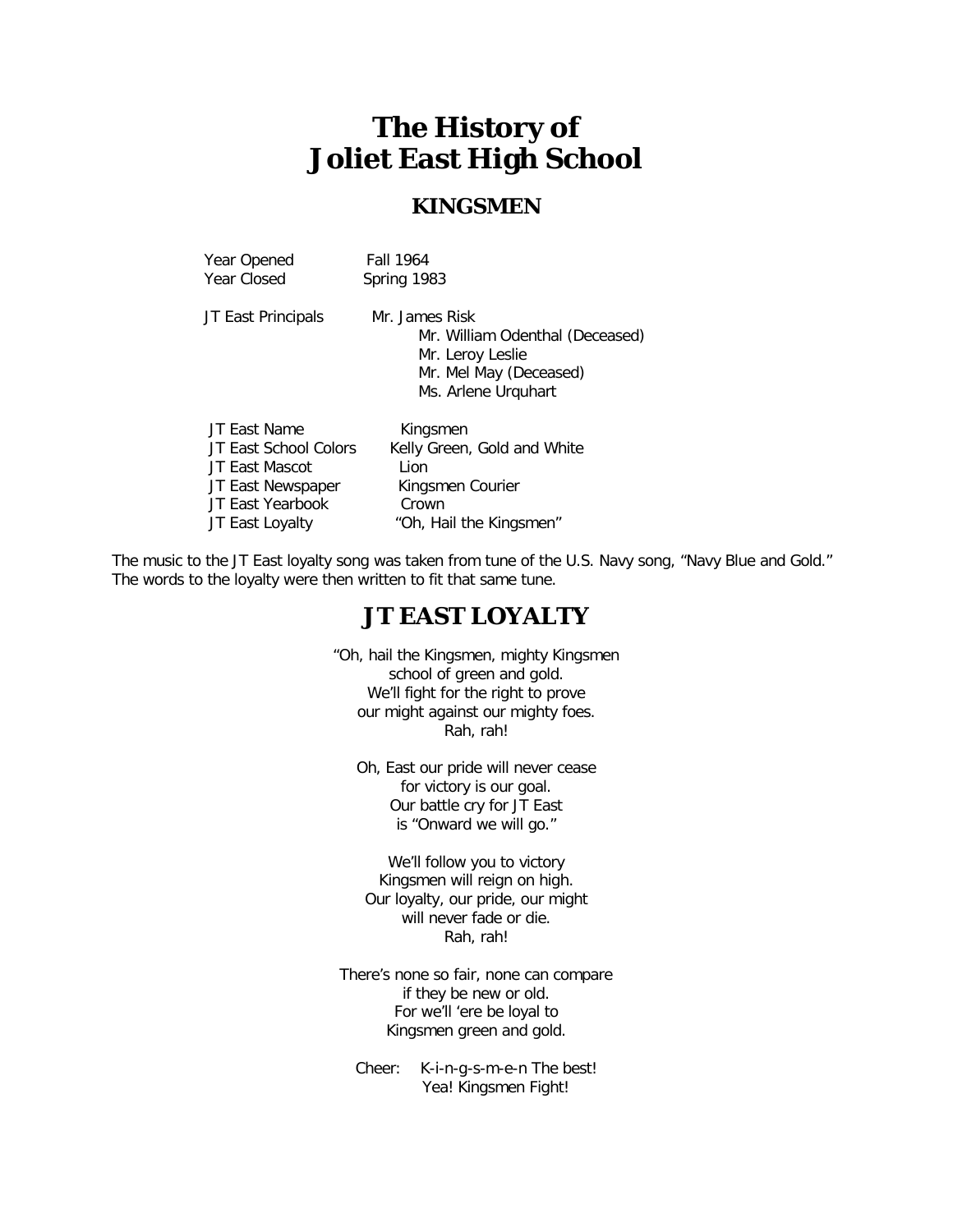# The History of Joliet East High School

## KINGSMEN

| | |
|---|---|
| Year Opened | Fall 1964 |
| Year Closed | Spring 1983 |
| JT East Principals | Mr. James Risk<br>Mr. William Odenthal (Deceased)<br>Mr. Leroy Leslie<br>Mr. Mel May (Deceased)<br>Ms. Arlene Urquhart |
| JT East Name | Kingsmen |
| JT East School Colors | Kelly Green, Gold and White |
| JT East Mascot | Lion |
| JT East Newspaper | Kingsmen Courier |
| JT East Yearbook | Crown |
| JT East Loyalty | "Oh, Hail the Kingsmen" |

The music to the JT East loyalty song was taken from tune of the U.S. Navy song, "Navy Blue and Gold." The words to the loyalty were then written to fit that same tune.

## JT EAST LOYALTY

"Oh, hail the Kingsmen, mighty Kingsmen
school of green and gold.
We'll fight for the right to prove
our might against our mighty foes.
Rah, rah!

Oh, East our pride will never cease
for victory is our goal.
Our battle cry for JT East
is "Onward we will go."

We'll follow you to victory
Kingsmen will reign on high.
Our loyalty, our pride, our might
will never fade or die.
Rah, rah!

There's none so fair, none can compare
if they be new or old.
For we'll 'ere be loyal to
Kingsmen green and gold.

Cheer: K-i-n-g-s-m-e-n The best!
Yea! Kingsmen Fight!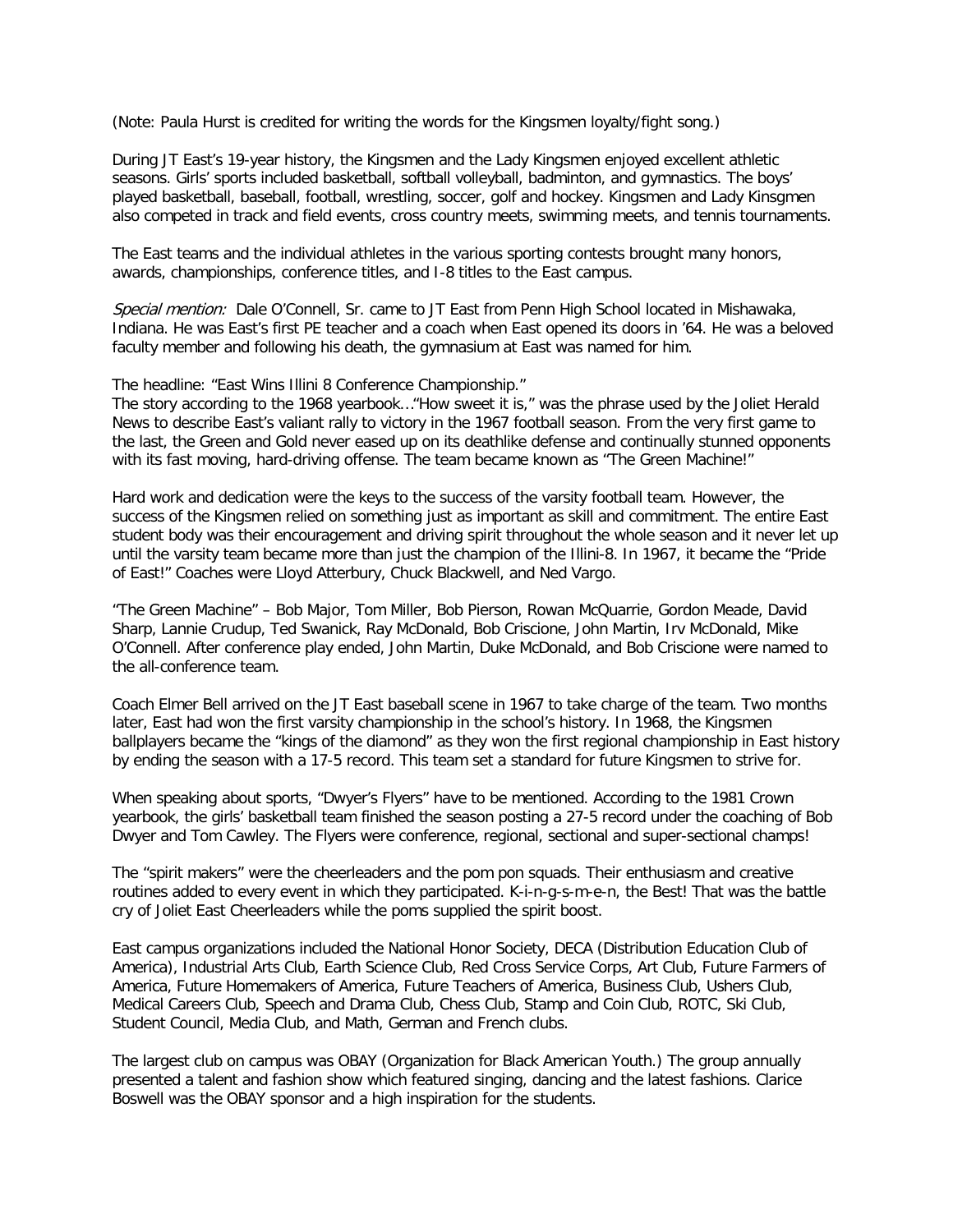(Note: Paula Hurst is credited for writing the words for the Kingsmen loyalty/fight song.)

During JT East's 19-year history, the Kingsmen and the Lady Kingsmen enjoyed excellent athletic seasons. Girls' sports included basketball, softball volleyball, badminton, and gymnastics. The boys' played basketball, baseball, football, wrestling, soccer, golf and hockey. Kingsmen and Lady Kinsgmen also competed in track and field events, cross country meets, swimming meets, and tennis tournaments.

The East teams and the individual athletes in the various sporting contests brought many honors, awards, championships, conference titles, and I-8 titles to the East campus.

*Special mention:* Dale O'Connell, Sr. came to JT East from Penn High School located in Mishawaka, Indiana. He was East's first PE teacher and a coach when East opened its doors in '64. He was a beloved faculty member and following his death, the gymnasium at East was named for him.

The headline: "East Wins Illini 8 Conference Championship."
The story according to the 1968 yearbook…"How sweet it is," was the phrase used by the Joliet Herald News to describe East's valiant rally to victory in the 1967 football season. From the very first game to the last, the Green and Gold never eased up on its deathlike defense and continually stunned opponents with its fast moving, hard-driving offense. The team became known as "The Green Machine!"

Hard work and dedication were the keys to the success of the varsity football team. However, the success of the Kingsmen relied on something just as important as skill and commitment. The entire East student body was their encouragement and driving spirit throughout the whole season and it never let up until the varsity team became more than just the champion of the Illini-8. In 1967, it became the "Pride of East!" Coaches were Lloyd Atterbury, Chuck Blackwell, and Ned Vargo.

"The Green Machine" – Bob Major, Tom Miller, Bob Pierson, Rowan McQuarrie, Gordon Meade, David Sharp, Lannie Crudup, Ted Swanick, Ray McDonald, Bob Criscione, John Martin, Irv McDonald, Mike O'Connell. After conference play ended, John Martin, Duke McDonald, and Bob Criscione were named to the all-conference team.

Coach Elmer Bell arrived on the JT East baseball scene in 1967 to take charge of the team. Two months later, East had won the first varsity championship in the school's history. In 1968, the Kingsmen ballplayers became the "kings of the diamond" as they won the first regional championship in East history by ending the season with a 17-5 record. This team set a standard for future Kingsmen to strive for.

When speaking about sports, "Dwyer's Flyers" have to be mentioned. According to the 1981 Crown yearbook, the girls' basketball team finished the season posting a 27-5 record under the coaching of Bob Dwyer and Tom Cawley. The Flyers were conference, regional, sectional and super-sectional champs!

The "spirit makers" were the cheerleaders and the pom pon squads. Their enthusiasm and creative routines added to every event in which they participated. K-i-n-g-s-m-e-n, the Best! That was the battle cry of Joliet East Cheerleaders while the poms supplied the spirit boost.

East campus organizations included the National Honor Society, DECA (Distribution Education Club of America), Industrial Arts Club, Earth Science Club, Red Cross Service Corps, Art Club, Future Farmers of America, Future Homemakers of America, Future Teachers of America, Business Club, Ushers Club, Medical Careers Club, Speech and Drama Club, Chess Club, Stamp and Coin Club, ROTC, Ski Club, Student Council, Media Club, and Math, German and French clubs.

The largest club on campus was OBAY (Organization for Black American Youth.) The group annually presented a talent and fashion show which featured singing, dancing and the latest fashions. Clarice Boswell was the OBAY sponsor and a high inspiration for the students.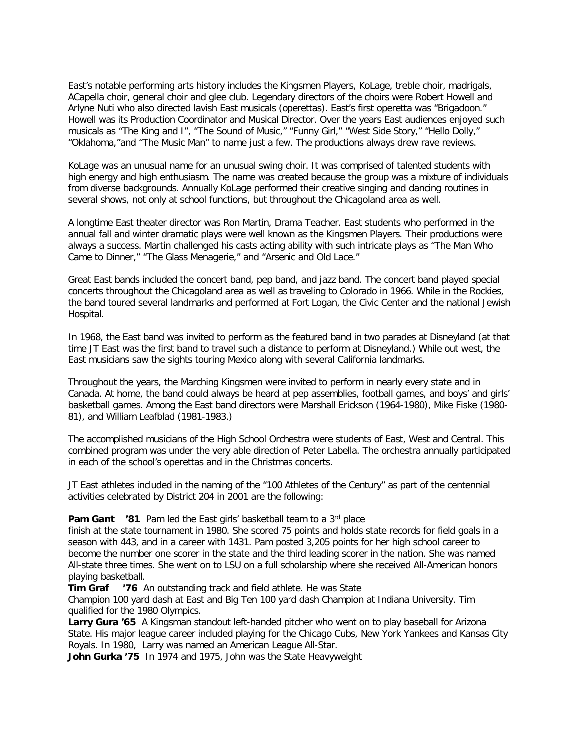East's notable performing arts history includes the Kingsmen Players, KoLage, treble choir, madrigals, ACapella choir, general choir and glee club. Legendary directors of the choirs were Robert Howell and Arlyne Nuti who also directed lavish East musicals (operettas). East's first operetta was "Brigadoon." Howell was its Production Coordinator and Musical Director. Over the years East audiences enjoyed such musicals as "The King and I", "The Sound of Music," "Funny Girl," "West Side Story," "Hello Dolly," "Oklahoma,"and "The Music Man" to name just a few. The productions always drew rave reviews.

KoLage was an unusual name for an unusual swing choir. It was comprised of talented students with high energy and high enthusiasm. The name was created because the group was a mixture of individuals from diverse backgrounds. Annually KoLage performed their creative singing and dancing routines in several shows, not only at school functions, but throughout the Chicagoland area as well.

A longtime East theater director was Ron Martin, Drama Teacher. East students who performed in the annual fall and winter dramatic plays were well known as the Kingsmen Players. Their productions were always a success. Martin challenged his casts acting ability with such intricate plays as "The Man Who Came to Dinner," "The Glass Menagerie," and "Arsenic and Old Lace."

Great East bands included the concert band, pep band, and jazz band. The concert band played special concerts throughout the Chicagoland area as well as traveling to Colorado in 1966. While in the Rockies, the band toured several landmarks and performed at Fort Logan, the Civic Center and the national Jewish Hospital.

In 1968, the East band was invited to perform as the featured band in two parades at Disneyland (at that time JT East was the first band to travel such a distance to perform at Disneyland.) While out west, the East musicians saw the sights touring Mexico along with several California landmarks.

Throughout the years, the Marching Kingsmen were invited to perform in nearly every state and in Canada. At home, the band could always be heard at pep assemblies, football games, and boys' and girls' basketball games. Among the East band directors were Marshall Erickson (1964-1980), Mike Fiske (1980-81), and William Leafblad (1981-1983.)

The accomplished musicians of the High School Orchestra were students of East, West and Central. This combined program was under the very able direction of Peter Labella. The orchestra annually participated in each of the school's operettas and in the Christmas concerts.

JT East athletes included in the naming of the "100 Athletes of the Century" as part of the centennial activities celebrated by District 204 in 2001 are the following:

**Pam Gant '81** Pam led the East girls' basketball team to a 3rd place finish at the state tournament in 1980. She scored 75 points and holds state records for field goals in a season with 443, and in a career with 1431. Pam posted 3,205 points for her high school career to become the number one scorer in the state and the third leading scorer in the nation. She was named All-state three times. She went on to LSU on a full scholarship where she received All-American honors playing basketball.

**Tim Graf '76** An outstanding track and field athlete. He was State Champion 100 yard dash at East and Big Ten 100 yard dash Champion at Indiana University. Tim qualified for the 1980 Olympics.

**Larry Gura '65** A Kingsman standout left-handed pitcher who went on to play baseball for Arizona State. His major league career included playing for the Chicago Cubs, New York Yankees and Kansas City Royals. In 1980, Larry was named an American League All-Star.

**John Gurka '75** In 1974 and 1975, John was the State Heavyweight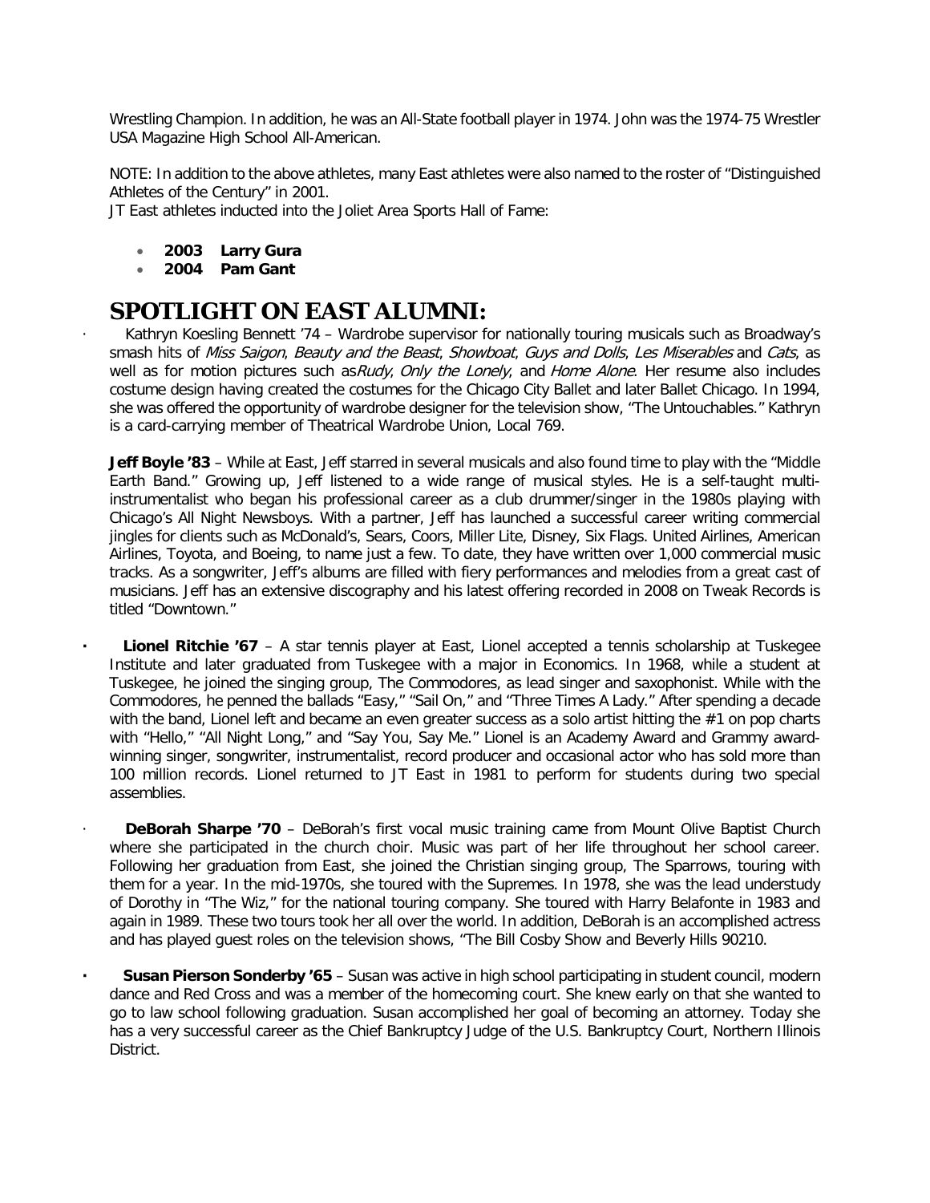Wrestling Champion. In addition, he was an All-State football player in 1974. John was the 1974-75 Wrestler USA Magazine High School All-American.

NOTE: In addition to the above athletes, many East athletes were also named to the roster of "Distinguished Athletes of the Century" in 2001.

JT East athletes inducted into the Joliet Area Sports Hall of Fame:

- **2003 Larry Gura**
- **2004 Pam Gant**

# SPOTLIGHT ON EAST ALUMNI:

- Kathryn Koesling Bennett '74 – Wardrobe supervisor for nationally touring musicals such as Broadway's smash hits of *Miss Saigon*, *Beauty and the Beast*, *Showboat*, *Guys and Dolls*, *Les Miserables* and *Cats*, as well as for motion pictures such as *Rudy*, *Only the Lonely*, and *Home Alone*. Her resume also includes costume design having created the costumes for the Chicago City Ballet and later Ballet Chicago. In 1994, she was offered the opportunity of wardrobe designer for the television show, "The Untouchables." Kathryn is a card-carrying member of Theatrical Wardrobe Union, Local 769.

  **Jeff Boyle '83** – While at East, Jeff starred in several musicals and also found time to play with the "Middle Earth Band." Growing up, Jeff listened to a wide range of musical styles. He is a self-taught multi-instrumentalist who began his professional career as a club drummer/singer in the 1980s playing with Chicago's All Night Newsboys. With a partner, Jeff has launched a successful career writing commercial jingles for clients such as McDonald's, Sears, Coors, Miller Lite, Disney, Six Flags. United Airlines, American Airlines, Toyota, and Boeing, to name just a few. To date, they have written over 1,000 commercial music tracks. As a songwriter, Jeff's albums are filled with fiery performances and melodies from a great cast of musicians. Jeff has an extensive discography and his latest offering recorded in 2008 on Tweak Records is titled "Downtown."

- **Lionel Ritchie '67** – A star tennis player at East, Lionel accepted a tennis scholarship at Tuskegee Institute and later graduated from Tuskegee with a major in Economics. In 1968, while a student at Tuskegee, he joined the singing group, The Commodores, as lead singer and saxophonist. While with the Commodores, he penned the ballads "Easy," "Sail On," and "Three Times A Lady." After spending a decade with the band, Lionel left and became an even greater success as a solo artist hitting the #1 on pop charts with "Hello," "All Night Long," and "Say You, Say Me." Lionel is an Academy Award and Grammy award-winning singer, songwriter, instrumentalist, record producer and occasional actor who has sold more than 100 million records. Lionel returned to JT East in 1981 to perform for students during two special assemblies.

- **DeBorah Sharpe '70** – DeBorah's first vocal music training came from Mount Olive Baptist Church where she participated in the church choir. Music was part of her life throughout her school career. Following her graduation from East, she joined the Christian singing group, The Sparrows, touring with them for a year. In the mid-1970s, she toured with the Supremes. In 1978, she was the lead understudy of Dorothy in "The Wiz," for the national touring company. She toured with Harry Belafonte in 1983 and again in 1989. These two tours took her all over the world. In addition, DeBorah is an accomplished actress and has played guest roles on the television shows, "The Bill Cosby Show and Beverly Hills 90210.

- **Susan Pierson Sonderby '65** – Susan was active in high school participating in student council, modern dance and Red Cross and was a member of the homecoming court. She knew early on that she wanted to go to law school following graduation. Susan accomplished her goal of becoming an attorney. Today she has a very successful career as the Chief Bankruptcy Judge of the U.S. Bankruptcy Court, Northern Illinois District.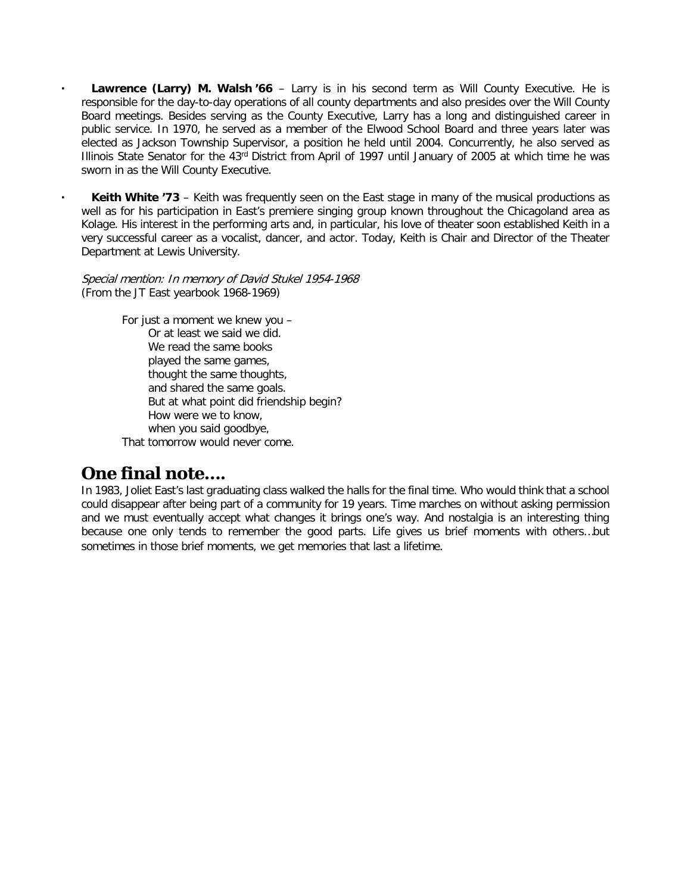- **Lawrence (Larry) M. Walsh '66** – Larry is in his second term as Will County Executive. He is responsible for the day-to-day operations of all county departments and also presides over the Will County Board meetings. Besides serving as the County Executive, Larry has a long and distinguished career in public service. In 1970, he served as a member of the Elwood School Board and three years later was elected as Jackson Township Supervisor, a position he held until 2004. Concurrently, he also served as Illinois State Senator for the 43rd District from April of 1997 until January of 2005 at which time he was sworn in as the Will County Executive.

- **Keith White '73** – Keith was frequently seen on the East stage in many of the musical productions as well as for his participation in East's premiere singing group known throughout the Chicagoland area as Kolage. His interest in the performing arts and, in particular, his love of theater soon established Keith in a very successful career as a vocalist, dancer, and actor. Today, Keith is Chair and Director of the Theater Department at Lewis University.

*Special mention: In memory of David Stukel 1954-1968*
(From the JT East yearbook 1968-1969)

> For just a moment we knew you –
> Or at least we said we did.
> We read the same books
> played the same games,
> thought the same thoughts,
> and shared the same goals.
> But at what point did friendship begin?
> How were we to know,
> when you said goodbye,
> That tomorrow would never come.

## One final note….

In 1983, Joliet East's last graduating class walked the halls for the final time. Who would think that a school could disappear after being part of a community for 19 years. Time marches on without asking permission and we must eventually accept what changes it brings one's way. And nostalgia is an interesting thing because one only tends to remember the good parts. Life gives us brief moments with others…but sometimes in those brief moments, we get memories that last a lifetime.